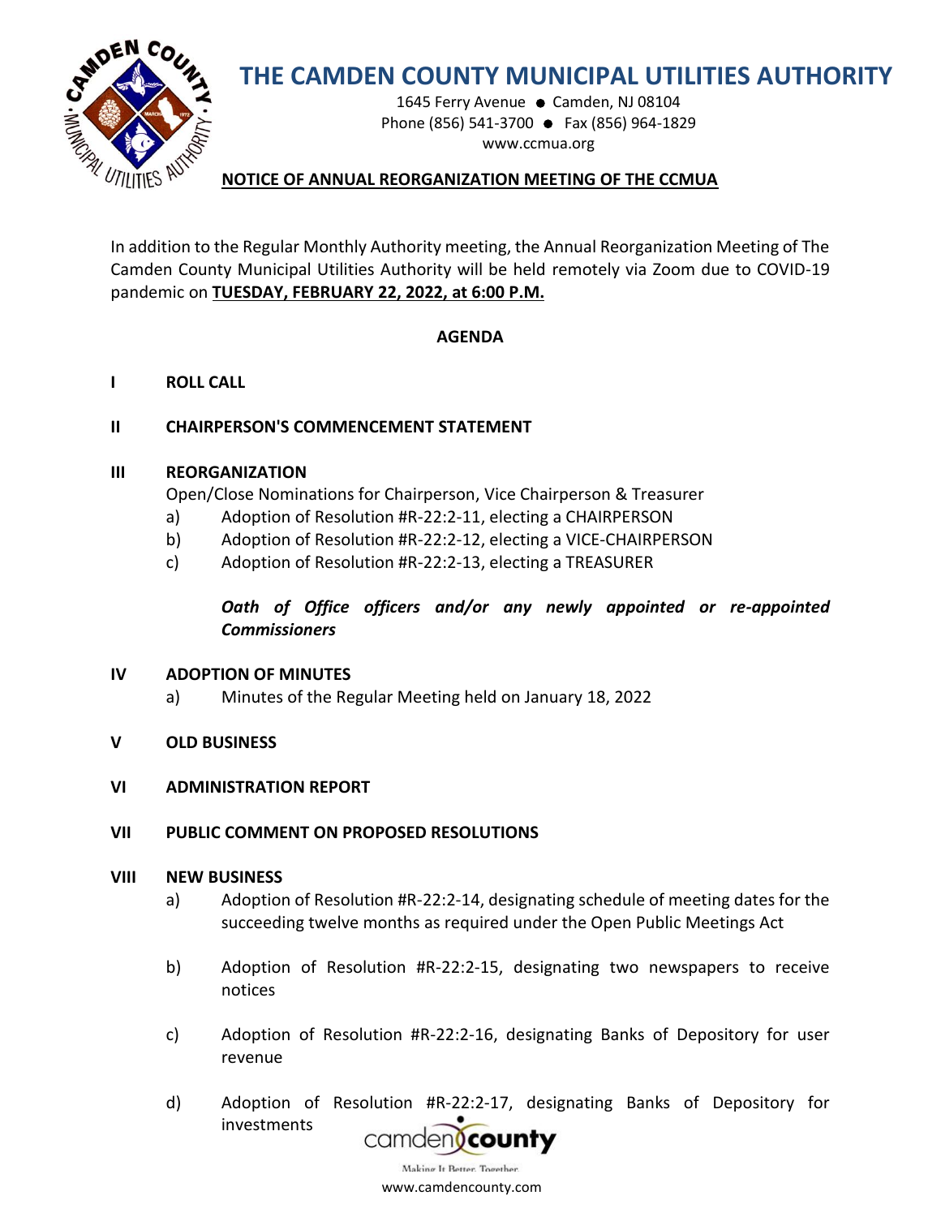# THE CAMDEN COUNTY MUNICIPAL UTILITIES AUTHORITY

1645 Ferry Avenue ● Camden, NJ 08104
Phone (856) 541-3700 ● Fax (856) 964-1829
www.ccmua.org

**NOTICE OF ANNUAL REORGANIZATION MEETING OF THE CCMUA**

In addition to the Regular Monthly Authority meeting, the Annual Reorganization Meeting of The Camden County Municipal Utilities Authority will be held remotely via Zoom due to COVID-19 pandemic on **TUESDAY, FEBRUARY 22, 2022, at 6:00 P.M.**

## AGENDA

**I ROLL CALL**

**II CHAIRPERSON'S COMMENCEMENT STATEMENT**

**III REORGANIZATION**

Open/Close Nominations for Chairperson, Vice Chairperson & Treasurer

a) Adoption of Resolution #R-22:2-11, electing a CHAIRPERSON
b) Adoption of Resolution #R-22:2-12, electing a VICE-CHAIRPERSON
c) Adoption of Resolution #R-22:2-13, electing a TREASURER

***Oath of Office officers and/or any newly appointed or re-appointed Commissioners***

**IV ADOPTION OF MINUTES**

a) Minutes of the Regular Meeting held on January 18, 2022

**V OLD BUSINESS**

**VI ADMINISTRATION REPORT**

**VII PUBLIC COMMENT ON PROPOSED RESOLUTIONS**

**VIII NEW BUSINESS**

a) Adoption of Resolution #R-22:2-14, designating schedule of meeting dates for the succeeding twelve months as required under the Open Public Meetings Act

b) Adoption of Resolution #R-22:2-15, designating two newspapers to receive notices

c) Adoption of Resolution #R-22:2-16, designating Banks of Depository for user revenue

d) Adoption of Resolution #R-22:2-17, designating Banks of Depository for investments

camden county
Making It Better, Together.
www.camdencounty.com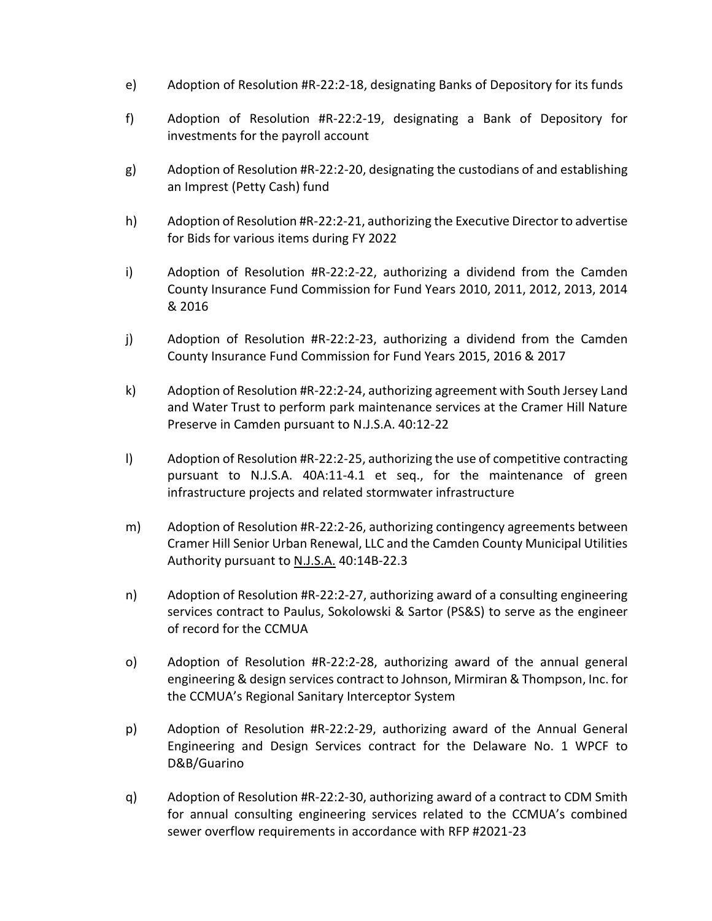e) Adoption of Resolution #R-22:2-18, designating Banks of Depository for its funds

f) Adoption of Resolution #R-22:2-19, designating a Bank of Depository for investments for the payroll account

g) Adoption of Resolution #R-22:2-20, designating the custodians of and establishing an Imprest (Petty Cash) fund

h) Adoption of Resolution #R-22:2-21, authorizing the Executive Director to advertise for Bids for various items during FY 2022

i) Adoption of Resolution #R-22:2-22, authorizing a dividend from the Camden County Insurance Fund Commission for Fund Years 2010, 2011, 2012, 2013, 2014 & 2016

j) Adoption of Resolution #R-22:2-23, authorizing a dividend from the Camden County Insurance Fund Commission for Fund Years 2015, 2016 & 2017

k) Adoption of Resolution #R-22:2-24, authorizing agreement with South Jersey Land and Water Trust to perform park maintenance services at the Cramer Hill Nature Preserve in Camden pursuant to N.J.S.A. 40:12-22

l) Adoption of Resolution #R-22:2-25, authorizing the use of competitive contracting pursuant to N.J.S.A. 40A:11-4.1 et seq., for the maintenance of green infrastructure projects and related stormwater infrastructure

m) Adoption of Resolution #R-22:2-26, authorizing contingency agreements between Cramer Hill Senior Urban Renewal, LLC and the Camden County Municipal Utilities Authority pursuant to N.J.S.A. 40:14B-22.3

n) Adoption of Resolution #R-22:2-27, authorizing award of a consulting engineering services contract to Paulus, Sokolowski & Sartor (PS&S) to serve as the engineer of record for the CCMUA

o) Adoption of Resolution #R-22:2-28, authorizing award of the annual general engineering & design services contract to Johnson, Mirmiran & Thompson, Inc. for the CCMUA's Regional Sanitary Interceptor System

p) Adoption of Resolution #R-22:2-29, authorizing award of the Annual General Engineering and Design Services contract for the Delaware No. 1 WPCF to D&B/Guarino

q) Adoption of Resolution #R-22:2-30, authorizing award of a contract to CDM Smith for annual consulting engineering services related to the CCMUA's combined sewer overflow requirements in accordance with RFP #2021-23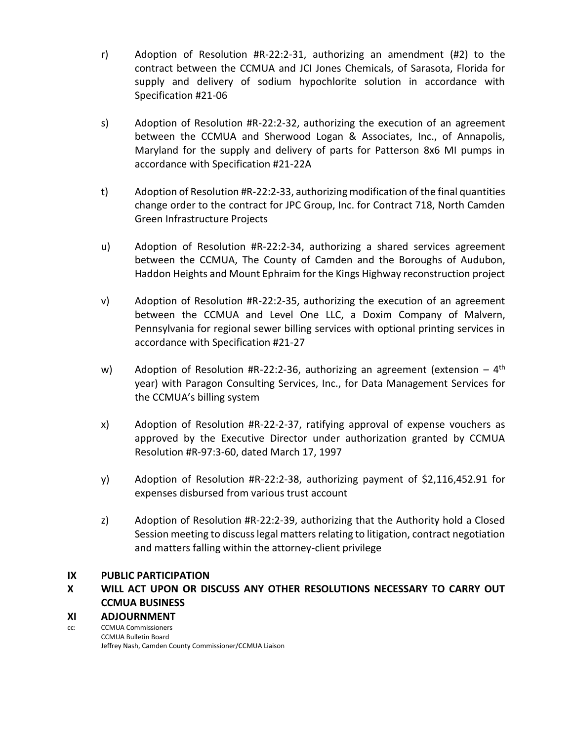r) Adoption of Resolution #R-22:2-31, authorizing an amendment (#2) to the contract between the CCMUA and JCI Jones Chemicals, of Sarasota, Florida for supply and delivery of sodium hypochlorite solution in accordance with Specification #21-06

s) Adoption of Resolution #R-22:2-32, authorizing the execution of an agreement between the CCMUA and Sherwood Logan & Associates, Inc., of Annapolis, Maryland for the supply and delivery of parts for Patterson 8x6 MI pumps in accordance with Specification #21-22A

t) Adoption of Resolution #R-22:2-33, authorizing modification of the final quantities change order to the contract for JPC Group, Inc. for Contract 718, North Camden Green Infrastructure Projects

u) Adoption of Resolution #R-22:2-34, authorizing a shared services agreement between the CCMUA, The County of Camden and the Boroughs of Audubon, Haddon Heights and Mount Ephraim for the Kings Highway reconstruction project

v) Adoption of Resolution #R-22:2-35, authorizing the execution of an agreement between the CCMUA and Level One LLC, a Doxim Company of Malvern, Pennsylvania for regional sewer billing services with optional printing services in accordance with Specification #21-27

w) Adoption of Resolution #R-22:2-36, authorizing an agreement (extension – 4th year) with Paragon Consulting Services, Inc., for Data Management Services for the CCMUA's billing system

x) Adoption of Resolution #R-22-2-37, ratifying approval of expense vouchers as approved by the Executive Director under authorization granted by CCMUA Resolution #R-97:3-60, dated March 17, 1997

y) Adoption of Resolution #R-22:2-38, authorizing payment of $2,116,452.91 for expenses disbursed from various trust account

z) Adoption of Resolution #R-22:2-39, authorizing that the Authority hold a Closed Session meeting to discuss legal matters relating to litigation, contract negotiation and matters falling within the attorney-client privilege

**IX PUBLIC PARTICIPATION**

**X WILL ACT UPON OR DISCUSS ANY OTHER RESOLUTIONS NECESSARY TO CARRY OUT CCMUA BUSINESS**

**XI ADJOURNMENT**

cc: CCMUA Commissioners
CCMUA Bulletin Board
Jeffrey Nash, Camden County Commissioner/CCMUA Liaison